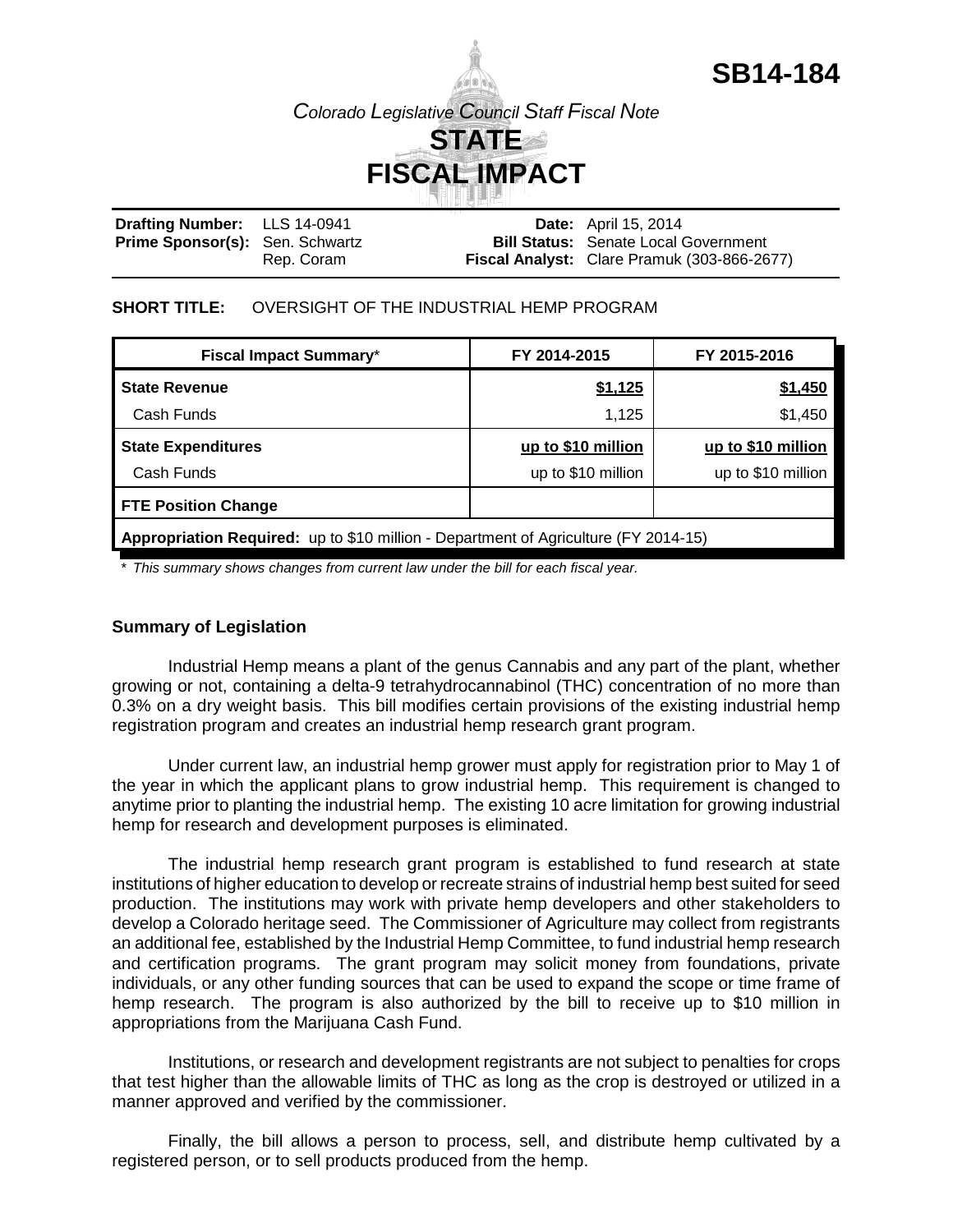# SB14-184

*Colorado Legislative Council Staff Fiscal Note*

# STATE FISCAL IMPACT

**Drafting Number:** LLS 14-0941
**Prime Sponsor(s):** Sen. Schwartz
Rep. Coram

**Date:** April 15, 2014
**Bill Status:** Senate Local Government
**Fiscal Analyst:** Clare Pramuk (303-866-2677)

**SHORT TITLE:** OVERSIGHT OF THE INDUSTRIAL HEMP PROGRAM

| Fiscal Impact Summary* | FY 2014-2015 | FY 2015-2016 |
|---|---|---|
| **State Revenue** | **$1,125** | **$1,450** |
| Cash Funds | 1,125 | $1,450 |
| **State Expenditures** | **up to $10 million** | **up to $10 million** |
| Cash Funds | up to $10 million | up to $10 million |
| **FTE Position Change** | | |
| **Appropriation Required:** up to $10 million - Department of Agriculture (FY 2014-15) | | |

\* *This summary shows changes from current law under the bill for each fiscal year.*

### Summary of Legislation

Industrial Hemp means a plant of the genus Cannabis and any part of the plant, whether growing or not, containing a delta-9 tetrahydrocannabinol (THC) concentration of no more than 0.3% on a dry weight basis. This bill modifies certain provisions of the existing industrial hemp registration program and creates an industrial hemp research grant program.

Under current law, an industrial hemp grower must apply for registration prior to May 1 of the year in which the applicant plans to grow industrial hemp. This requirement is changed to anytime prior to planting the industrial hemp. The existing 10 acre limitation for growing industrial hemp for research and development purposes is eliminated.

The industrial hemp research grant program is established to fund research at state institutions of higher education to develop or recreate strains of industrial hemp best suited for seed production. The institutions may work with private hemp developers and other stakeholders to develop a Colorado heritage seed. The Commissioner of Agriculture may collect from registrants an additional fee, established by the Industrial Hemp Committee, to fund industrial hemp research and certification programs. The grant program may solicit money from foundations, private individuals, or any other funding sources that can be used to expand the scope or time frame of hemp research. The program is also authorized by the bill to receive up to $10 million in appropriations from the Marijuana Cash Fund.

Institutions, or research and development registrants are not subject to penalties for crops that test higher than the allowable limits of THC as long as the crop is destroyed or utilized in a manner approved and verified by the commissioner.

Finally, the bill allows a person to process, sell, and distribute hemp cultivated by a registered person, or to sell products produced from the hemp.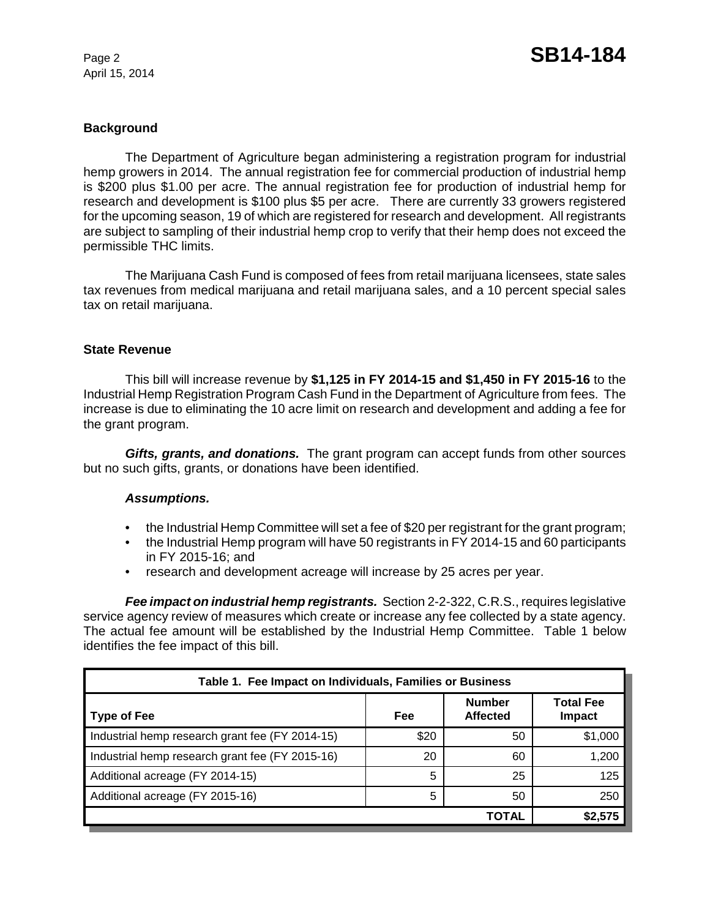## Background

The Department of Agriculture began administering a registration program for industrial hemp growers in 2014. The annual registration fee for commercial production of industrial hemp is $200 plus $1.00 per acre. The annual registration fee for production of industrial hemp for research and development is $100 plus $5 per acre. There are currently 33 growers registered for the upcoming season, 19 of which are registered for research and development. All registrants are subject to sampling of their industrial hemp crop to verify that their hemp does not exceed the permissible THC limits.

The Marijuana Cash Fund is composed of fees from retail marijuana licensees, state sales tax revenues from medical marijuana and retail marijuana sales, and a 10 percent special sales tax on retail marijuana.

## State Revenue

This bill will increase revenue by **$1,125 in FY 2014-15 and $1,450 in FY 2015-16** to the Industrial Hemp Registration Program Cash Fund in the Department of Agriculture from fees. The increase is due to eliminating the 10 acre limit on research and development and adding a fee for the grant program.

***Gifts, grants, and donations.*** The grant program can accept funds from other sources but no such gifts, grants, or donations have been identified.

***Assumptions.***

- the Industrial Hemp Committee will set a fee of $20 per registrant for the grant program;
- the Industrial Hemp program will have 50 registrants in FY 2014-15 and 60 participants in FY 2015-16; and
- research and development acreage will increase by 25 acres per year.

***Fee impact on industrial hemp registrants.*** Section 2-2-322, C.R.S., requires legislative service agency review of measures which create or increase any fee collected by a state agency. The actual fee amount will be established by the Industrial Hemp Committee. Table 1 below identifies the fee impact of this bill.

| Table 1. Fee Impact on Individuals, Families or Business | | | |
|---|---|---|---|
| **Type of Fee** | **Fee** | **Number Affected** | **Total Fee Impact** |
| Industrial hemp research grant fee (FY 2014-15) | $20 | 50 | $1,000 |
| Industrial hemp research grant fee (FY 2015-16) | 20 | 60 | 1,200 |
| Additional acreage (FY 2014-15) | 5 | 25 | 125 |
| Additional acreage (FY 2015-16) | 5 | 50 | 250 |
| | | **TOTAL** | **$2,575** |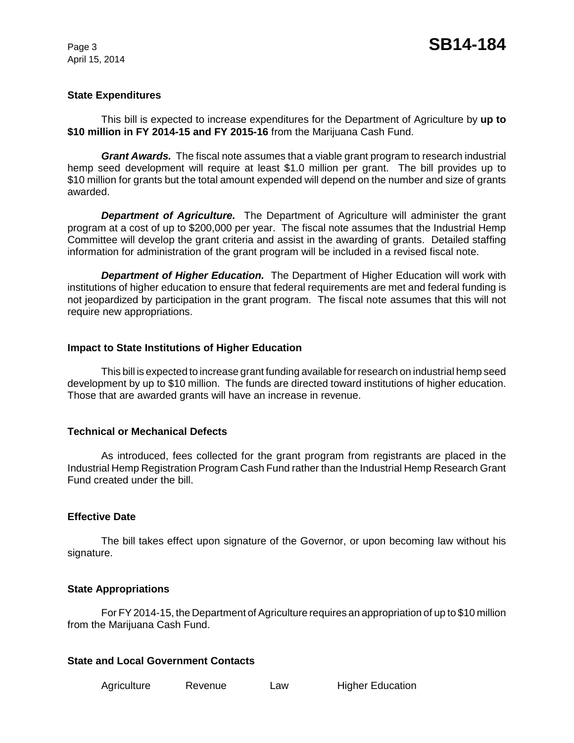### State Expenditures

This bill is expected to increase expenditures for the Department of Agriculture by **up to $10 million in FY 2014-15 and FY 2015-16** from the Marijuana Cash Fund.

***Grant Awards.*** The fiscal note assumes that a viable grant program to research industrial hemp seed development will require at least $1.0 million per grant. The bill provides up to $10 million for grants but the total amount expended will depend on the number and size of grants awarded.

***Department of Agriculture.*** The Department of Agriculture will administer the grant program at a cost of up to $200,000 per year. The fiscal note assumes that the Industrial Hemp Committee will develop the grant criteria and assist in the awarding of grants. Detailed staffing information for administration of the grant program will be included in a revised fiscal note.

***Department of Higher Education.*** The Department of Higher Education will work with institutions of higher education to ensure that federal requirements are met and federal funding is not jeopardized by participation in the grant program. The fiscal note assumes that this will not require new appropriations.

### Impact to State Institutions of Higher Education

This bill is expected to increase grant funding available for research on industrial hemp seed development by up to $10 million. The funds are directed toward institutions of higher education. Those that are awarded grants will have an increase in revenue.

### Technical or Mechanical Defects

As introduced, fees collected for the grant program from registrants are placed in the Industrial Hemp Registration Program Cash Fund rather than the Industrial Hemp Research Grant Fund created under the bill.

### Effective Date

The bill takes effect upon signature of the Governor, or upon becoming law without his signature.

### State Appropriations

For FY 2014-15, the Department of Agriculture requires an appropriation of up to $10 million from the Marijuana Cash Fund.

### State and Local Government Contacts

Agriculture    Revenue    Law    Higher Education